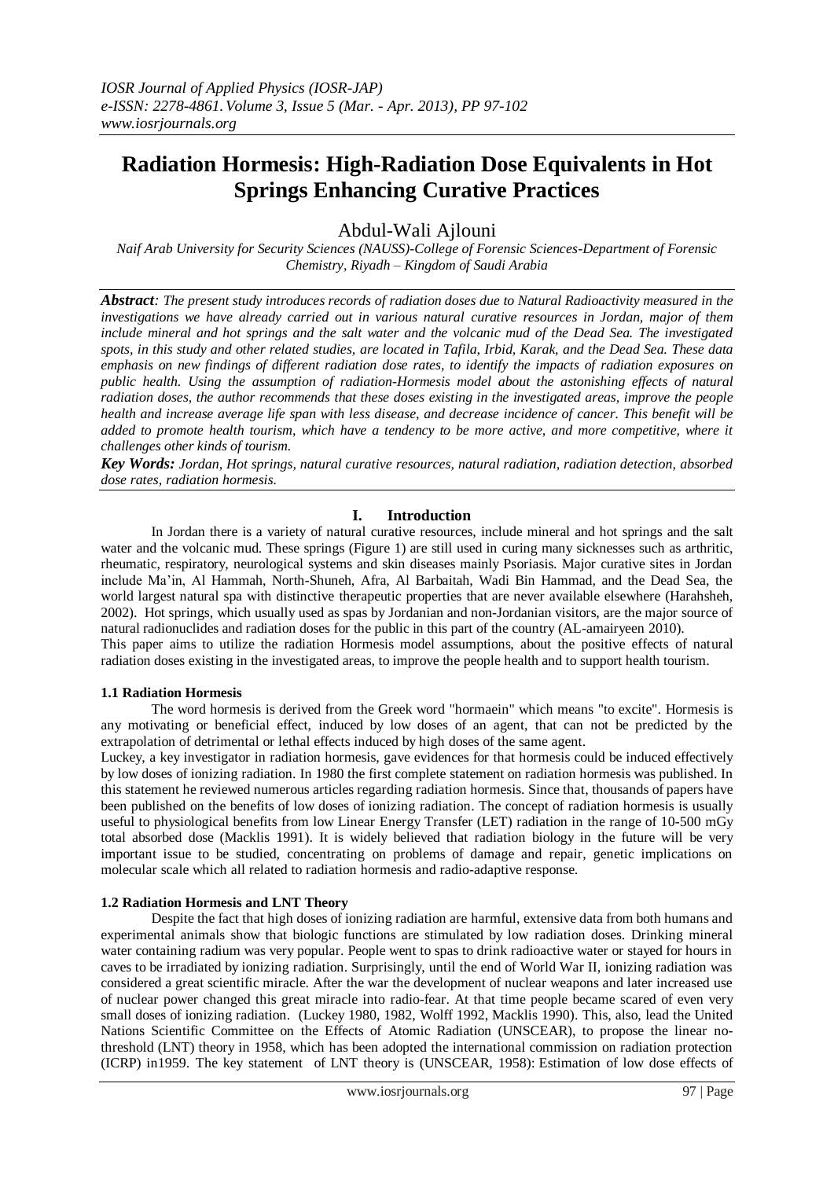# Radiation Hormesis: High-Radiation Dose Equivalents in Hot Springs Enhancing Curative Practices

Abdul-Wali Ajlouni

*Naif Arab University for Security Sciences (NAUSS)-College of Forensic Sciences-Department of Forensic Chemistry, Riyadh – Kingdom of Saudi Arabia*

***Abstract****: The present study introduces records of radiation doses due to Natural Radioactivity measured in the investigations we have already carried out in various natural curative resources in Jordan, major of them include mineral and hot springs and the salt water and the volcanic mud of the Dead Sea. The investigated spots, in this study and other related studies, are located in Tafila, Irbid, Karak, and the Dead Sea. These data emphasis on new findings of different radiation dose rates, to identify the impacts of radiation exposures on public health. Using the assumption of radiation-Hormesis model about the astonishing effects of natural radiation doses, the author recommends that these doses existing in the investigated areas, improve the people health and increase average life span with less disease, and decrease incidence of cancer. This benefit will be added to promote health tourism, which have a tendency to be more active, and more competitive, where it challenges other kinds of tourism.*

***Key Words:*** *Jordan, Hot springs, natural curative resources, natural radiation, radiation detection, absorbed dose rates, radiation hormesis.*

## I. Introduction

In Jordan there is a variety of natural curative resources, include mineral and hot springs and the salt water and the volcanic mud. These springs (Figure 1) are still used in curing many sicknesses such as arthritic, rheumatic, respiratory, neurological systems and skin diseases mainly Psoriasis. Major curative sites in Jordan include Ma'in, Al Hammah, North-Shuneh, Afra, Al Barbaitah, Wadi Bin Hammad, and the Dead Sea, the world largest natural spa with distinctive therapeutic properties that are never available elsewhere (Harahsheh, 2002). Hot springs, which usually used as spas by Jordanian and non-Jordanian visitors, are the major source of natural radionuclides and radiation doses for the public in this part of the country (AL-amairyeen 2010).

This paper aims to utilize the radiation Hormesis model assumptions, about the positive effects of natural radiation doses existing in the investigated areas, to improve the people health and to support health tourism.

### 1.1 Radiation Hormesis

The word hormesis is derived from the Greek word "hormaein" which means "to excite". Hormesis is any motivating or beneficial effect, induced by low doses of an agent, that can not be predicted by the extrapolation of detrimental or lethal effects induced by high doses of the same agent.

Luckey, a key investigator in radiation hormesis, gave evidences for that hormesis could be induced effectively by low doses of ionizing radiation. In 1980 the first complete statement on radiation hormesis was published. In this statement he reviewed numerous articles regarding radiation hormesis. Since that, thousands of papers have been published on the benefits of low doses of ionizing radiation. The concept of radiation hormesis is usually useful to physiological benefits from low Linear Energy Transfer (LET) radiation in the range of 10-500 mGy total absorbed dose (Macklis 1991). It is widely believed that radiation biology in the future will be very important issue to be studied, concentrating on problems of damage and repair, genetic implications on molecular scale which all related to radiation hormesis and radio-adaptive response.

### 1.2 Radiation Hormesis and LNT Theory

Despite the fact that high doses of ionizing radiation are harmful, extensive data from both humans and experimental animals show that biologic functions are stimulated by low radiation doses. Drinking mineral water containing radium was very popular. People went to spas to drink radioactive water or stayed for hours in caves to be irradiated by ionizing radiation. Surprisingly, until the end of World War II, ionizing radiation was considered a great scientific miracle. After the war the development of nuclear weapons and later increased use of nuclear power changed this great miracle into radio-fear. At that time people became scared of even very small doses of ionizing radiation. (Luckey 1980, 1982, Wolff 1992, Macklis 1990). This, also, lead the United Nations Scientific Committee on the Effects of Atomic Radiation (UNSCEAR), to propose the linear no-threshold (LNT) theory in 1958, which has been adopted the international commission on radiation protection (ICRP) in1959. The key statement of LNT theory is (UNSCEAR, 1958): Estimation of low dose effects of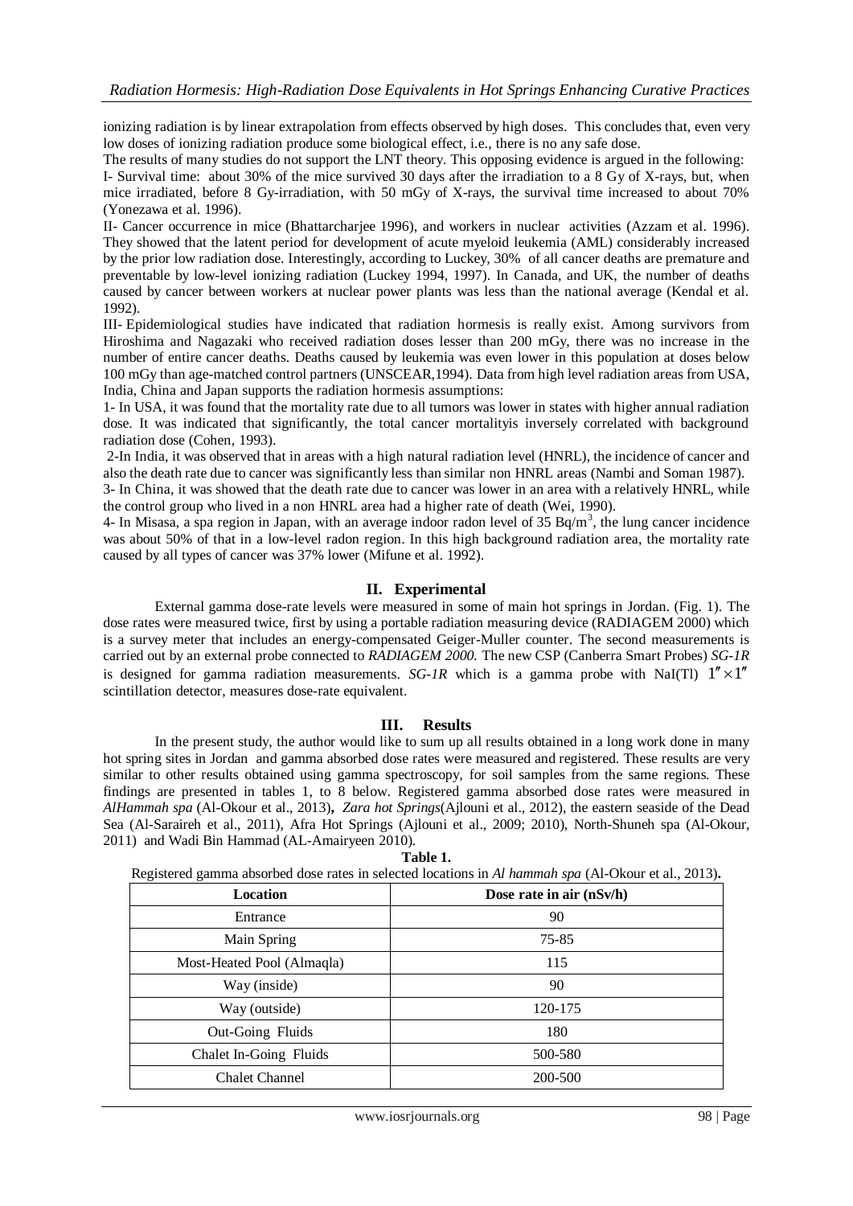ionizing radiation is by linear extrapolation from effects observed by high doses. This concludes that, even very low doses of ionizing radiation produce some biological effect, i.e., there is no any safe dose.

The results of many studies do not support the LNT theory. This opposing evidence is argued in the following:

I- Survival time: about 30% of the mice survived 30 days after the irradiation to a 8 Gy of X-rays, but, when mice irradiated, before 8 Gy-irradiation, with 50 mGy of X-rays, the survival time increased to about 70% (Yonezawa et al. 1996).

II- Cancer occurrence in mice (Bhattarcharjee 1996), and workers in nuclear activities (Azzam et al. 1996). They showed that the latent period for development of acute myeloid leukemia (AML) considerably increased by the prior low radiation dose. Interestingly, according to Luckey, 30% of all cancer deaths are premature and preventable by low-level ionizing radiation (Luckey 1994, 1997). In Canada, and UK, the number of deaths caused by cancer between workers at nuclear power plants was less than the national average (Kendal et al. 1992).

III- Epidemiological studies have indicated that radiation hormesis is really exist. Among survivors from Hiroshima and Nagazaki who received radiation doses lesser than 200 mGy, there was no increase in the number of entire cancer deaths. Deaths caused by leukemia was even lower in this population at doses below 100 mGy than age-matched control partners (UNSCEAR,1994). Data from high level radiation areas from USA, India, China and Japan supports the radiation hormesis assumptions:

1- In USA, it was found that the mortality rate due to all tumors was lower in states with higher annual radiation dose. It was indicated that significantly, the total cancer mortalityis inversely correlated with background radiation dose (Cohen, 1993).

2-In India, it was observed that in areas with a high natural radiation level (HNRL), the incidence of cancer and also the death rate due to cancer was significantly less than similar non HNRL areas (Nambi and Soman 1987).

3- In China, it was showed that the death rate due to cancer was lower in an area with a relatively HNRL, while the control group who lived in a non HNRL area had a higher rate of death (Wei, 1990).

4- In Misasa, a spa region in Japan, with an average indoor radon level of 35 $Bq/m^3$, the lung cancer incidence was about 50% of that in a low-level radon region. In this high background radiation area, the mortality rate caused by all types of cancer was 37% lower (Mifune et al. 1992).

## II. Experimental

External gamma dose-rate levels were measured in some of main hot springs in Jordan. (Fig. 1). The dose rates were measured twice, first by using a portable radiation measuring device (RADIAGEM 2000) which is a survey meter that includes an energy-compensated Geiger-Muller counter. The second measurements is carried out by an external probe connected to *RADIAGEM 2000.* The new CSP (Canberra Smart Probes) *SG-1R* is designed for gamma radiation measurements. *SG-1R* which is a gamma probe with NaI(Tl) $1'' \times 1''$ scintillation detector, measures dose-rate equivalent.

## III. Results

In the present study, the author would like to sum up all results obtained in a long work done in many hot spring sites in Jordan and gamma absorbed dose rates were measured and registered. These results are very similar to other results obtained using gamma spectroscopy, for soil samples from the same regions. These findings are presented in tables 1, to 8 below. Registered gamma absorbed dose rates were measured in *AlHammah spa* (Al-Okour et al., 2013)**,** *Zara hot Springs*(Ajlouni et al., 2012), the eastern seaside of the Dead Sea (Al-Saraireh et al., 2011), Afra Hot Springs (Ajlouni et al., 2009; 2010), North-Shuneh spa (Al-Okour, 2011) and Wadi Bin Hammad (AL-Amairyeen 2010).

**Table 1.**

Registered gamma absorbed dose rates in selected locations in *Al hammah spa* (Al-Okour et al., 2013)**.**

| Location | Dose rate in air (nSv/h) |
|---|---|
| Entrance | 90 |
| Main Spring | 75-85 |
| Most-Heated Pool (Almaqla) | 115 |
| Way (inside) | 90 |
| Way (outside) | 120-175 |
| Out-Going Fluids | 180 |
| Chalet In-Going Fluids | 500-580 |
| Chalet Channel | 200-500 |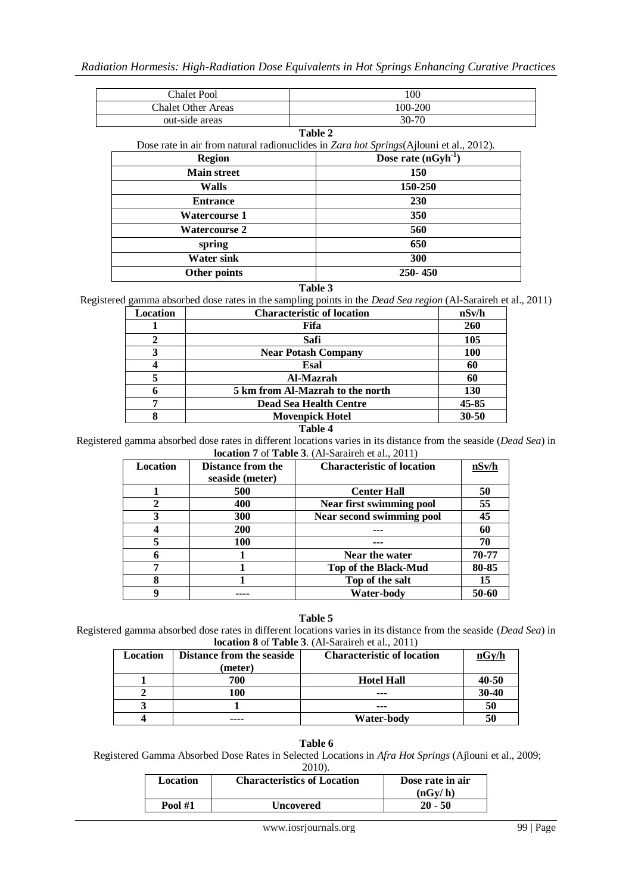| Chalet Pool | 100 |
|---|---|
| Chalet Other Areas | 100-200 |
| out-side areas | 30-70 |

**Table 2**

Dose rate in air from natural radionuclides in *Zara hot Springs*(Ajlouni et al., 2012).

| Region | Dose rate ($nGyh^{-1}$) |
|---|---|
| **Main street** | **150** |
| **Walls** | **150-250** |
| **Entrance** | **230** |
| **Watercourse 1** | **350** |
| **Watercourse 2** | **560** |
| **spring** | **650** |
| **Water sink** | **300** |
| **Other points** | **250- 450** |

**Table 3**

Registered gamma absorbed dose rates in the sampling points in the *Dead Sea region* (Al-Saraireh et al., 2011)

| Location | Characteristic of location | nSv/h |
|---|---|---|
| **1** | **Fifa** | **260** |
| **2** | **Safi** | **105** |
| **3** | **Near Potash Company** | **100** |
| **4** | **Esal** | **60** |
| **5** | **Al-Mazrah** | **60** |
| **6** | **5 km from Al-Mazrah to the north** | **130** |
| **7** | **Dead Sea Health Centre** | **45-85** |
| **8** | **Movenpick Hotel** | **30-50** |

**Table 4**

Registered gamma absorbed dose rates in different locations varies in its distance from the seaside (*Dead Sea*) in **location 7** of **Table 3**. (Al-Saraireh et al., 2011)

| Location | Distance from the seaside (meter) | Characteristic of location | nSv/h |
|---|---|---|---|
| **1** | **500** | **Center Hall** | **50** |
| **2** | **400** | **Near first swimming pool** | **55** |
| **3** | **300** | **Near second swimming pool** | **45** |
| **4** | **200** | **---** | **60** |
| **5** | **100** | **---** | **70** |
| **6** | **1** | **Near the water** | **70-77** |
| **7** | **1** | **Top of the Black-Mud** | **80-85** |
| **8** | **1** | **Top of the salt** | **15** |
| **9** | **----** | **Water-body** | **50-60** |

**Table 5**

Registered gamma absorbed dose rates in different locations varies in its distance from the seaside (*Dead Sea*) in **location 8** of **Table 3**. (Al-Saraireh et al., 2011)

| Location | Distance from the seaside (meter) | Characteristic of location | nGy/h |
|---|---|---|---|
| **1** | **700** | **Hotel Hall** | **40-50** |
| **2** | **100** | **---** | **30-40** |
| **3** | **1** | **---** | **50** |
| **4** | **----** | **Water-body** | **50** |

**Table 6**

Registered Gamma Absorbed Dose Rates in Selected Locations in *Afra Hot Springs* (Ajlouni et al., 2009; 2010).

| Location | Characteristics of Location | Dose rate in air (nGy/ h) |
|---|---|---|
| **Pool #1** | **Uncovered** | **20 - 50** |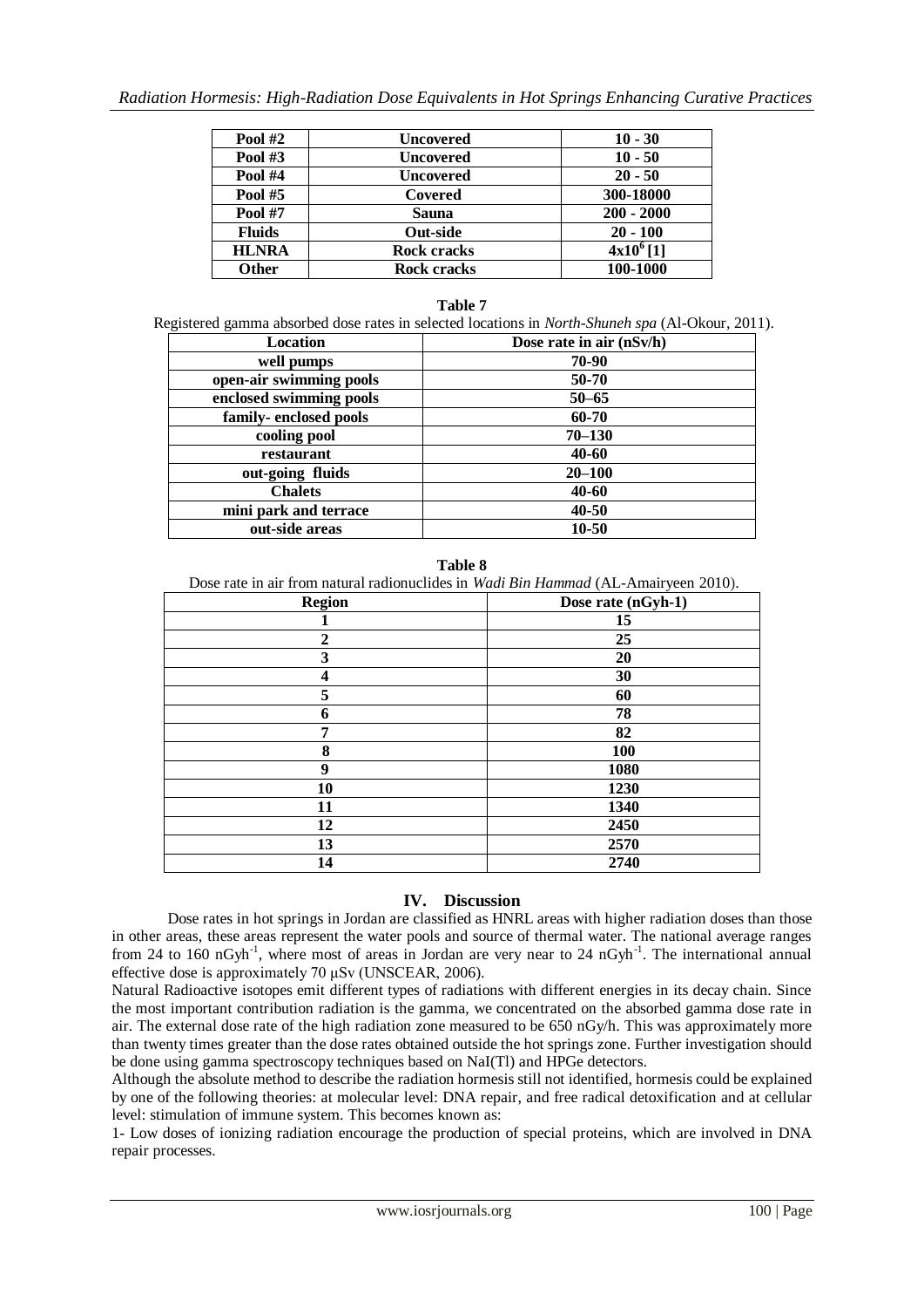| Pool #2 | Uncovered | 10 - 30 |
|---|---|---|
| Pool #3 | Uncovered | 10 - 50 |
| Pool #4 | Uncovered | 20 - 50 |
| Pool #5 | Covered | 300-18000 |
| Pool #7 | Sauna | 200 - 2000 |
| Fluids | Out-side | 20 - 100 |
| HLNRA | Rock cracks | $4x10^6$ [1] |
| Other | Rock cracks | 100-1000 |

**Table 7**

Registered gamma absorbed dose rates in selected locations in *North-Shuneh spa* (Al-Okour, 2011).

| Location | Dose rate in air (nSv/h) |
|---|---|
| well pumps | 70-90 |
| open-air swimming pools | 50-70 |
| enclosed swimming pools | 50–65 |
| family- enclosed pools | 60-70 |
| cooling pool | 70–130 |
| restaurant | 40-60 |
| out-going fluids | 20–100 |
| Chalets | 40-60 |
| mini park and terrace | 40-50 |
| out-side areas | 10-50 |

**Table 8**

Dose rate in air from natural radionuclides in *Wadi Bin Hammad* (AL-Amairyeen 2010).

| Region | Dose rate (nGyh-1) |
|---|---|
| 1 | 15 |
| 2 | 25 |
| 3 | 20 |
| 4 | 30 |
| 5 | 60 |
| 6 | 78 |
| 7 | 82 |
| 8 | 100 |
| 9 | 1080 |
| 10 | 1230 |
| 11 | 1340 |
| 12 | 2450 |
| 13 | 2570 |
| 14 | 2740 |

## IV. Discussion

Dose rates in hot springs in Jordan are classified as HNRL areas with higher radiation doses than those in other areas, these areas represent the water pools and source of thermal water. The national average ranges from 24 to 160 $nGyh^{-1}$, where most of areas in Jordan are very near to 24 $nGyh^{-1}$. The international annual effective dose is approximately 70 μSv (UNSCEAR, 2006).

Natural Radioactive isotopes emit different types of radiations with different energies in its decay chain. Since the most important contribution radiation is the gamma, we concentrated on the absorbed gamma dose rate in air. The external dose rate of the high radiation zone measured to be 650 nGy/h. This was approximately more than twenty times greater than the dose rates obtained outside the hot springs zone. Further investigation should be done using gamma spectroscopy techniques based on NaI(Tl) and HPGe detectors.

Although the absolute method to describe the radiation hormesis still not identified, hormesis could be explained by one of the following theories: at molecular level: DNA repair, and free radical detoxification and at cellular level: stimulation of immune system. This becomes known as:

1- Low doses of ionizing radiation encourage the production of special proteins, which are involved in DNA repair processes.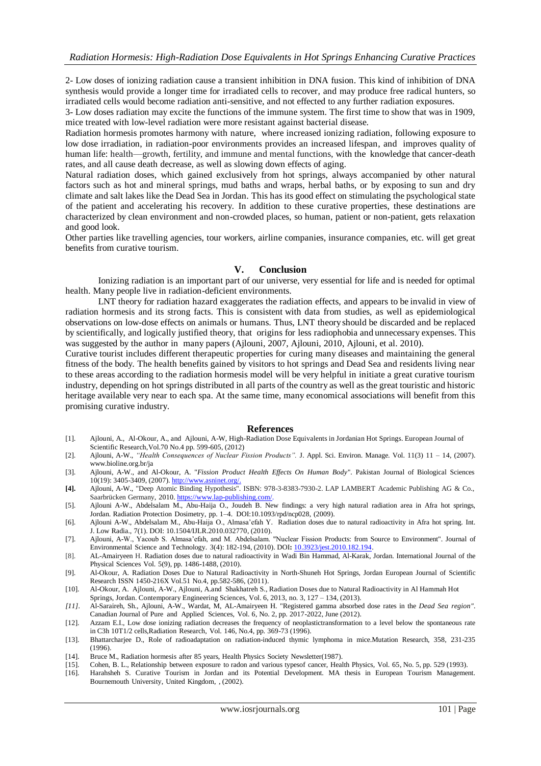2- Low doses of ionizing radiation cause a transient inhibition in DNA fusion. This kind of inhibition of DNA synthesis would provide a longer time for irradiated cells to recover, and may produce free radical hunters, so irradiated cells would become radiation anti-sensitive, and not effected to any further radiation exposures.

3- Low doses radiation may excite the functions of the immune system. The first time to show that was in 1909, mice treated with low-level radiation were more resistant against bacterial disease.

Radiation hormesis promotes harmony with nature, where increased ionizing radiation, following exposure to low dose irradiation, in radiation-poor environments provides an increased lifespan, and improves quality of human life: health—growth, fertility, and immune and mental functions, with the knowledge that cancer-death rates, and all cause death decrease, as well as slowing down effects of aging.

Natural radiation doses, which gained exclusively from hot springs, always accompanied by other natural factors such as hot and mineral springs, mud baths and wraps, herbal baths, or by exposing to sun and dry climate and salt lakes like the Dead Sea in Jordan. This has its good effect on stimulating the psychological state of the patient and accelerating his recovery. In addition to these curative properties, these destinations are characterized by clean environment and non-crowded places, so human, patient or non-patient, gets relaxation and good look.

Other parties like travelling agencies, tour workers, airline companies, insurance companies, etc. will get great benefits from curative tourism.

## V. Conclusion

Ionizing radiation is an important part of our universe, very essential for life and is needed for optimal health. Many people live in radiation-deficient environments.

LNT theory for radiation hazard exaggerates the radiation effects, and appears to be invalid in view of radiation hormesis and its strong facts. This is consistent with data from studies, as well as epidemiological observations on low-dose effects on animals or humans. Thus, LNT theory should be discarded and be replaced by scientifically, and logically justified theory, that origins for less radiophobia and unnecessary expenses. This was suggested by the author in many papers (Ajlouni, 2007, Ajlouni, 2010, Ajlouni, et al. 2010).

Curative tourist includes different therapeutic properties for curing many diseases and maintaining the general fitness of the body. The health benefits gained by visitors to hot springs and Dead Sea and residents living near to these areas according to the radiation hormesis model will be very helpful in initiate a great curative tourism industry, depending on hot springs distributed in all parts of the country as well as the great touristic and historic heritage available very near to each spa. At the same time, many economical associations will benefit from this promising curative industry.

## References

[1]. Ajlouni, A., Al-Okour, A., and Ajlouni, A-W, High-Radiation Dose Equivalents in Jordanian Hot Springs. European Journal of Scientific Research,Vol.70 No.4 pp. 599-605, (2012)

[2]. Ajlouni, A-W., *"Health Consequences of Nuclear Fission Products".* J. Appl. Sci. Environ. Manage. Vol. 11(3) 11 – 14, (2007). www.bioline.org.br/ja

[3]. Ajlouni, A-W., and Al-Okour, A. "*Fission Product Health Effects On Human Body*". Pakistan Journal of Biological Sciences 10(19): 3405-3409, (2007). http://www.asninet.org/.

**[4].** Ajlouni, A-W., "Deep Atomic Binding Hypothesis". ISBN: 978-3-8383-7930-2. LAP LAMBERT Academic Publishing AG & Co., Saarbrücken Germany, 2010. https://www.lap-publishing.com/.

[5]. Ajlouni A-W., Abdelsalam M., Abu-Haija O., Joudeh B. New findings: a very high natural radiation area in Afra hot springs, Jordan. Radiation Protection Dosimetry, pp. 1–4. DOI:10.1093/rpd/ncp028, (2009).

[6]. Ajlouni A-W., Abdelsalam M., Abu-Haija O., Almasa'efah Y. Radiation doses due to natural radioactivity in Afra hot spring. Int. J. Low Radia., 7(1). DOI: 10.1504/IJLR.2010.032770, (2010).

[7]. Ajlouni, A-W., Yacoub S. Almasa'efah, and M. Abdelsalam. "Nuclear Fission Products: from Source to Environment". Journal of Environmental Science and Technology. 3(4): 182-194, (2010). DOI**:** 10.3923/jest.2010.182.194.

[8]. AL-Amairyeen H. Radiation doses due to natural radioactivity in Wadi Bin Hammad, Al-Karak, Jordan. International Journal of the Physical Sciences Vol. 5(9), pp. 1486-1488, (2010).

[9]. Al-Okour, A. Radiation Doses Due to Natural Radioactivity in North-Shuneh Hot Springs, Jordan European Journal of Scientific Research ISSN 1450-216X Vol.51 No.4, pp.582-586, (2011).

[10]. Al-Okour, A. Ajlouni, A-W., Ajlouni, A.and Shakhatreh S., Radiation Doses due to Natural Radioactivity in Al Hammah Hot Springs, Jordan. Contemporary Engineering Sciences, Vol. 6, 2013, no. 3, 127 – 134, (2013).

*[11].* Al-Saraireh, Sh., Ajlouni, A-W., Wardat, M, AL-Amairyeen H. "Registered gamma absorbed dose rates in the *Dead Sea region"*. Canadian Journal of Pure and Applied Sciences, Vol. 6, No. 2, pp. 2017-2022, June (2012).

[12]. Azzam E.I., Low dose ionizing radiation decreases the frequency of neoplastictransformation to a level below the spontaneous rate in C3h 10T1/2 cells,Radiation Research, Vol. 146, No.4, pp. 369-73 (1996).

[13]. Bhattarcharjee D., Role of radioadaptation on radiation-induced thymic lymphoma in mice.Mutation Research, 358, 231-235 (1996).

[14]. Bruce M., Radiation hormesis after 85 years, Health Physics Society Newsletter(1987).

[15]. Cohen, B. L., Relationship between exposure to radon and various typesof cancer, Health Physics, Vol. 65, No. 5, pp. 529 (1993).

[16]. Harahsheh S. Curative Tourism in Jordan and its Potential Development. MA thesis in European Tourism Management. Bournemouth University, United Kingdom, , (2002).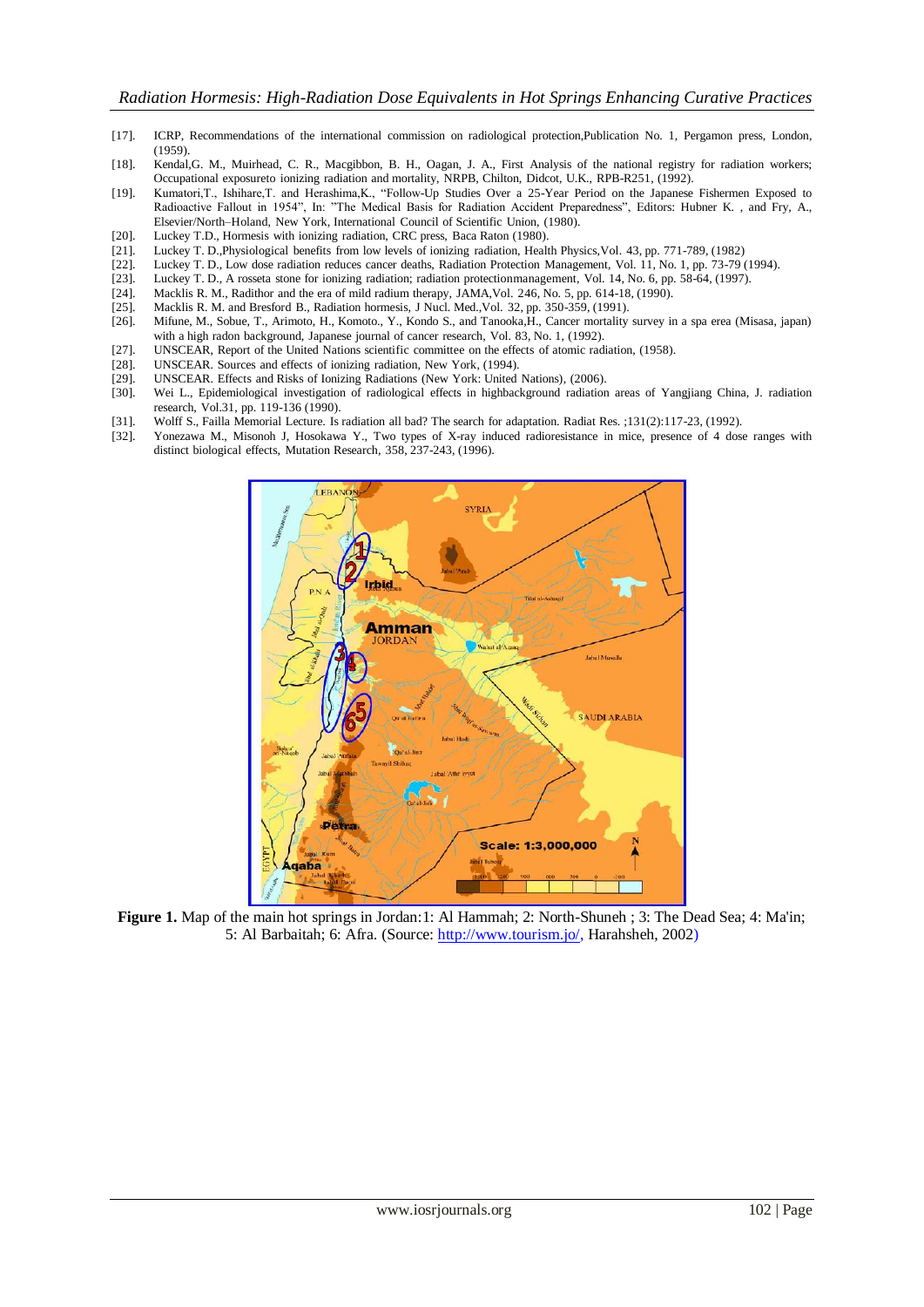[17]. ICRP, Recommendations of the international commission on radiological protection,Publication No. 1, Pergamon press, London, (1959).

[18]. Kendal,G. M., Muirhead, C. R., Macgibbon, B. H., Oagan, J. A., First Analysis of the national registry for radiation workers; Occupational exposureto ionizing radiation and mortality, NRPB, Chilton, Didcot, U.K., RPB-R251, (1992).

[19]. Kumatori,T., Ishihare,T. and Herashima,K., "Follow-Up Studies Over a 25-Year Period on the Japanese Fishermen Exposed to Radioactive Fallout in 1954", In: "The Medical Basis for Radiation Accident Preparedness", Editors: Hubner K. , and Fry, A., Elsevier/North–Holand, New York, International Council of Scientific Union, (1980).

[20]. Luckey T.D., Hormesis with ionizing radiation, CRC press, Baca Raton (1980).

[21]. Luckey T. D.,Physiological benefits from low levels of ionizing radiation, Health Physics,Vol. 43, pp. 771-789, (1982)

[22]. Luckey T. D., Low dose radiation reduces cancer deaths, Radiation Protection Management, Vol. 11, No. 1, pp. 73-79 (1994).

[23]. Luckey T. D., A rosseta stone for ionizing radiation; radiation protectionmanagement, Vol. 14, No. 6, pp. 58-64, (1997).

[24]. Macklis R. M., Radithor and the era of mild radium therapy, JAMA,Vol. 246, No. 5, pp. 614-18, (1990).

[25]. Macklis R. M. and Bresford B., Radiation hormesis, J Nucl. Med.,Vol. 32, pp. 350-359, (1991).

[26]. Mifune, M., Sobue, T., Arimoto, H., Komoto., Y., Kondo S., and Tanooka,H., Cancer mortality survey in a spa erea (Misasa, japan) with a high radon background, Japanese journal of cancer research, Vol. 83, No. 1, (1992).

[27]. UNSCEAR, Report of the United Nations scientific committee on the effects of atomic radiation, (1958).

[28]. UNSCEAR. Sources and effects of ionizing radiation, New York, (1994).

[29]. UNSCEAR. Effects and Risks of Ionizing Radiations (New York: United Nations), (2006).

[30]. Wei L., Epidemiological investigation of radiological effects in highbackground radiation areas of Yangjiang China, J. radiation research, Vol.31, pp. 119-136 (1990).

[31]. Wolff S., Failla Memorial Lecture. Is radiation all bad? The search for adaptation. Radiat Res. ;131(2):117-23, (1992).

[32]. Yonezawa M., Misonoh J, Hosokawa Y., Two types of X-ray induced radioresistance in mice, presence of 4 dose ranges with distinct biological effects, Mutation Research, 358, 237-243, (1996).

**Figure 1.** Map of the main hot springs in Jordan:1: Al Hammah; 2: North-Shuneh ; 3: The Dead Sea; 4: Ma'in; 5: Al Barbaitah; 6: Afra. (Source: http://www.tourism.jo/, Harahsheh, 2002)